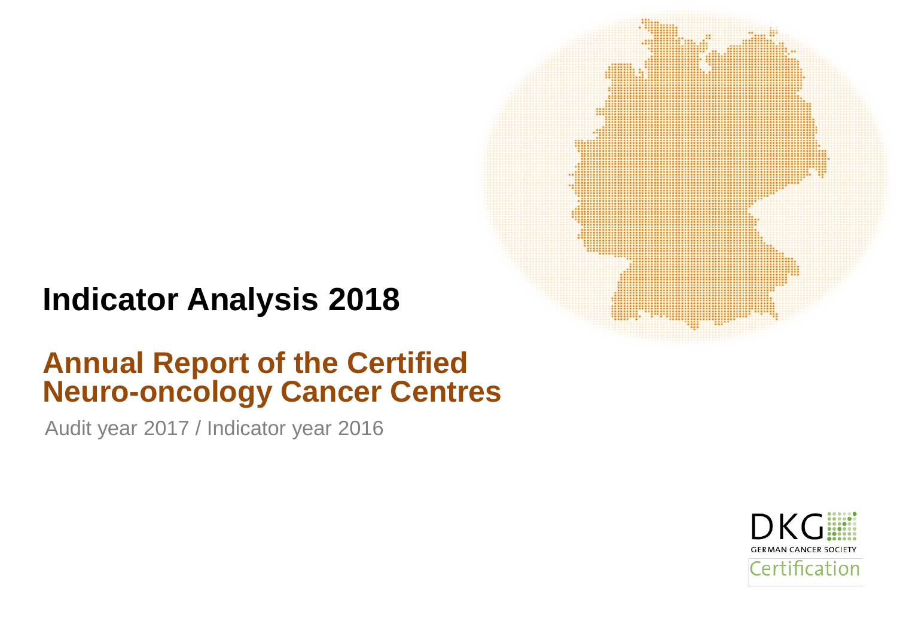# Indicator Analysis 2018

## Annual Report of the Certified Neuro-oncology Cancer Centres

Audit year 2017 / Indicator year 2016

DKG GERMAN CANCER SOCIETY

Certification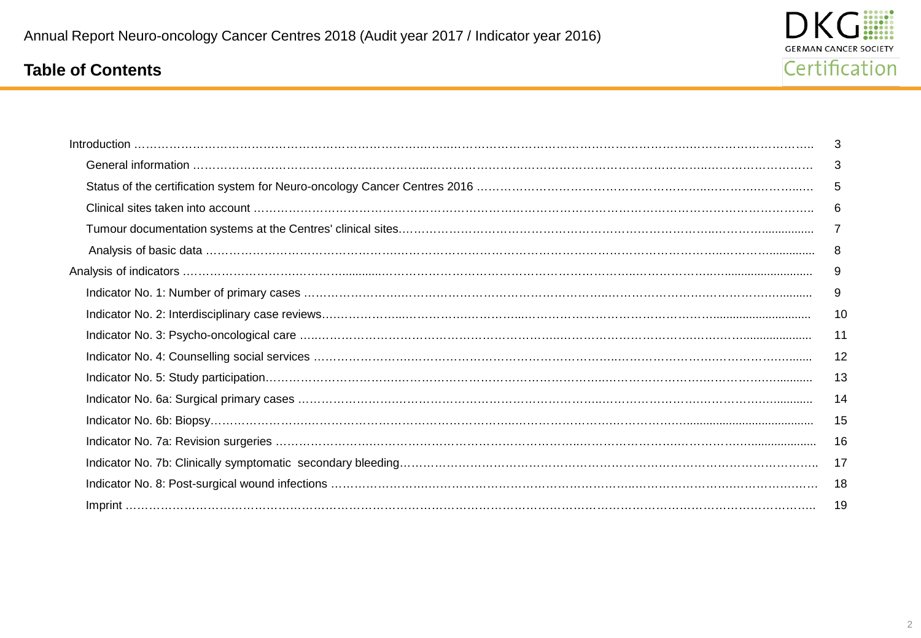## Table of Contents

- Introduction ... 3
  - General information ... 3
  - Status of the certification system for Neuro-oncology Cancer Centres 2016 ... 5
  - Clinical sites taken into account ... 6
  - Tumour documentation systems at the Centres' clinical sites ... 7
  - Analysis of basic data ... 8
- Analysis of indicators ... 9
  - Indicator No. 1: Number of primary cases ... 9
  - Indicator No. 2: Interdisciplinary case reviews ... 10
  - Indicator No. 3: Psycho-oncological care ... 11
  - Indicator No. 4: Counselling social services ... 12
  - Indicator No. 5: Study participation ... 13
  - Indicator No. 6a: Surgical primary cases ... 14
  - Indicator No. 6b: Biopsy ... 15
  - Indicator No. 7a: Revision surgeries ... 16
  - Indicator No. 7b: Clinically symptomatic secondary bleeding ... 17
  - Indicator No. 8: Post-surgical wound infections ... 18
  - Imprint ... 19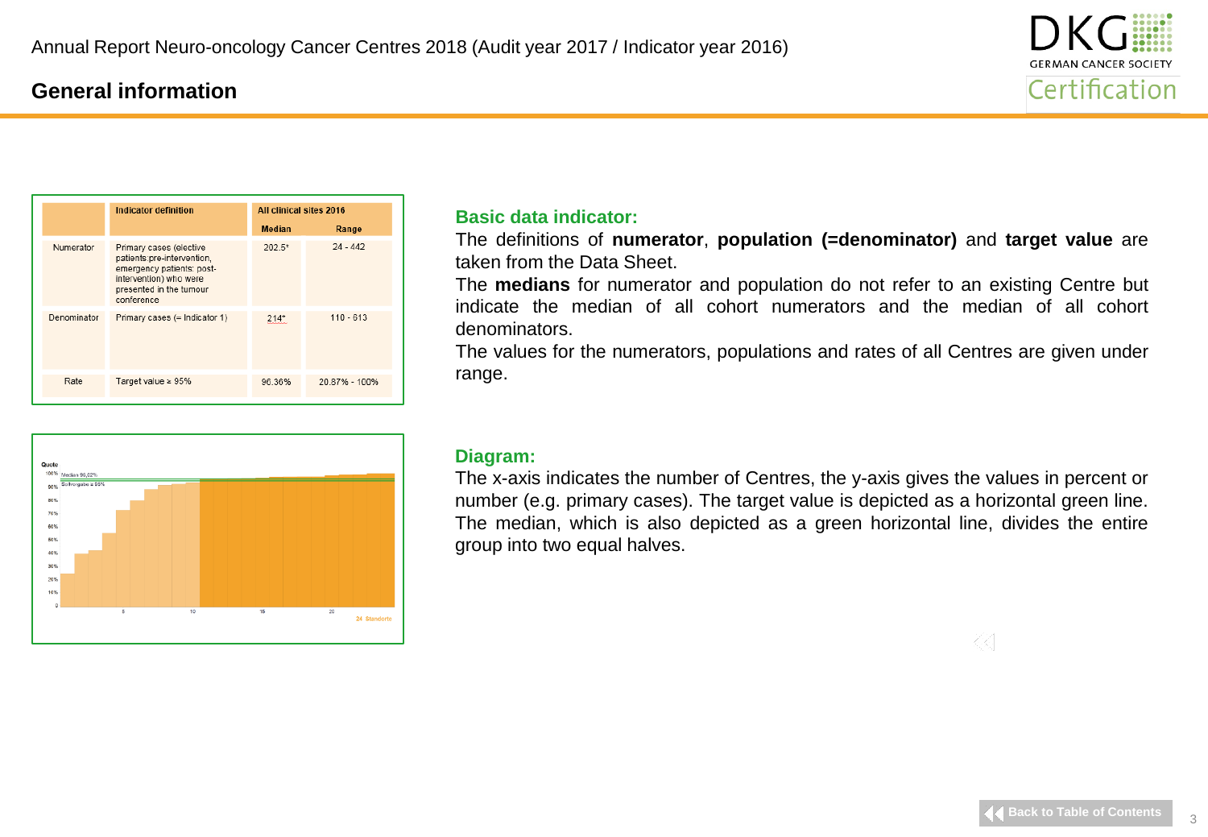## General information

| | Indicator definition | All clinical sites 2016 | |
|---|---|---|---|
| | | Median | Range |
| Numerator | Primary cases (elective patients pre-intervention, emergency patients: post-intervention) who were presented in the tumour conference | 202.5* | 24 - 442 |
| Denominator | Primary cases (= Indicator 1) | 214* | 110 - 613 |
| Rate | Target value ≥ 95% | 96.36% | 20.87% - 100% |

**Basic data indicator:**

The definitions of **numerator**, **population (=denominator)** and **target value** are taken from the Data Sheet.

The **medians** for numerator and population do not refer to an existing Centre but indicate the median of all cohort numerators and the median of all cohort denominators.

The values for the numerators, populations and rates of all Centres are given under range.

**Diagram:**

The x-axis indicates the number of Centres, the y-axis gives the values in percent or number (e.g. primary cases). The target value is depicted as a horizontal green line. The median, which is also depicted as a green horizontal line, divides the entire group into two equal halves.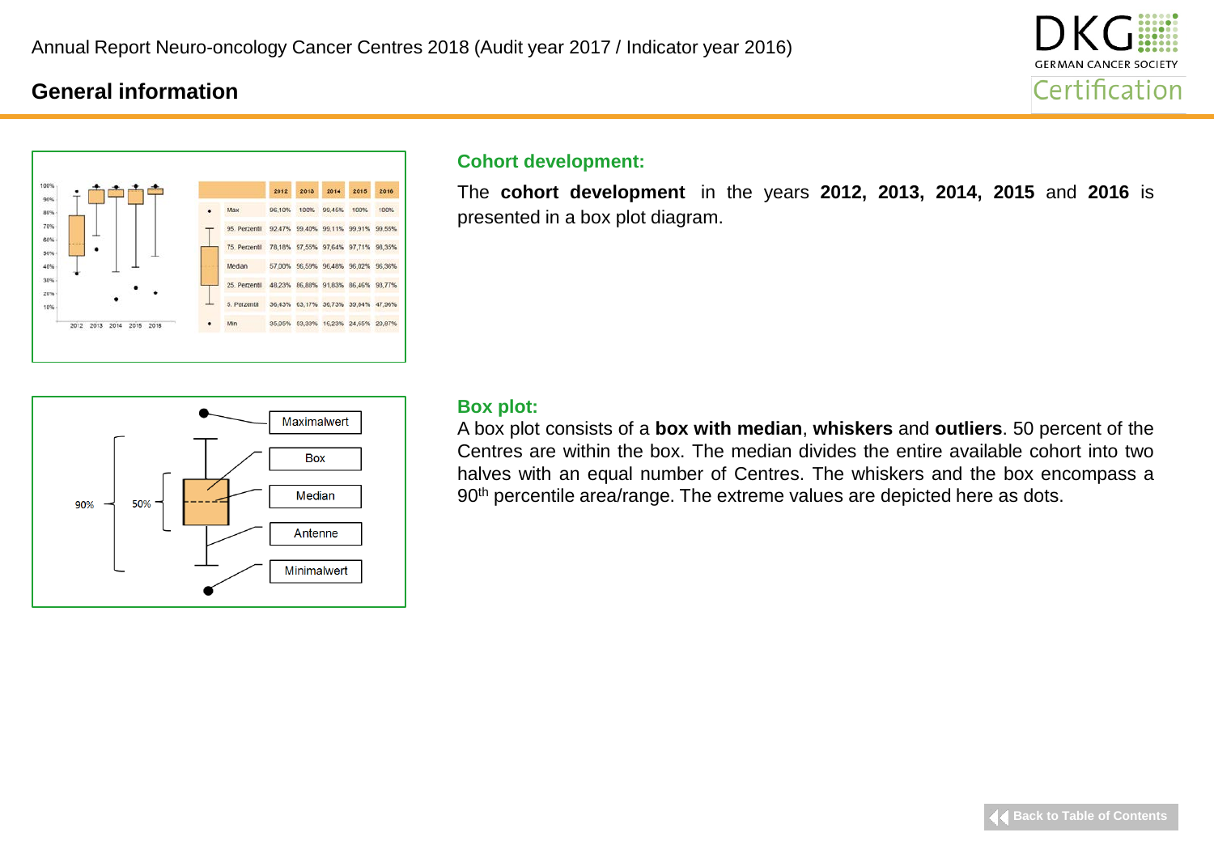## General information

| | 2012 | 2013 | 2014 | 2015 | 2016 |
|---|---|---|---|---|---|
| Max | 96,10% | 100% | 99,46% | 100% | 100% |
| 95. Perzentil | 92,47% | 99,40% | 99,11% | 99,91% | 99,55% |
| 75. Perzentil | 78,18% | 97,55% | 97,64% | 97,71% | 98,35% |
| Median | 57,00% | 96,59% | 96,48% | 96,02% | 96,36% |
| 25. Perzentil | 48,23% | 86,88% | 91,83% | 86,46% | 93,77% |
| 5. Perzentil | 36,43% | 63,17% | 36,73% | 39,84% | 47,96% |
| Min | 35,05% | 53,33% | 16,23% | 24,65% | 20,87% |

### Cohort development:

The **cohort development** in the years **2012, 2013, 2014, 2015** and **2016** is presented in a box plot diagram.

Maximalwert · Box · Median · Antenne · Minimalwert · 90% · 50%

### Box plot:

A box plot consists of a **box with median**, **whiskers** and **outliers**. 50 percent of the Centres are within the box. The median divides the entire available cohort into two halves with an equal number of Centres. The whiskers and the box encompass a 90th percentile area/range. The extreme values are depicted here as dots.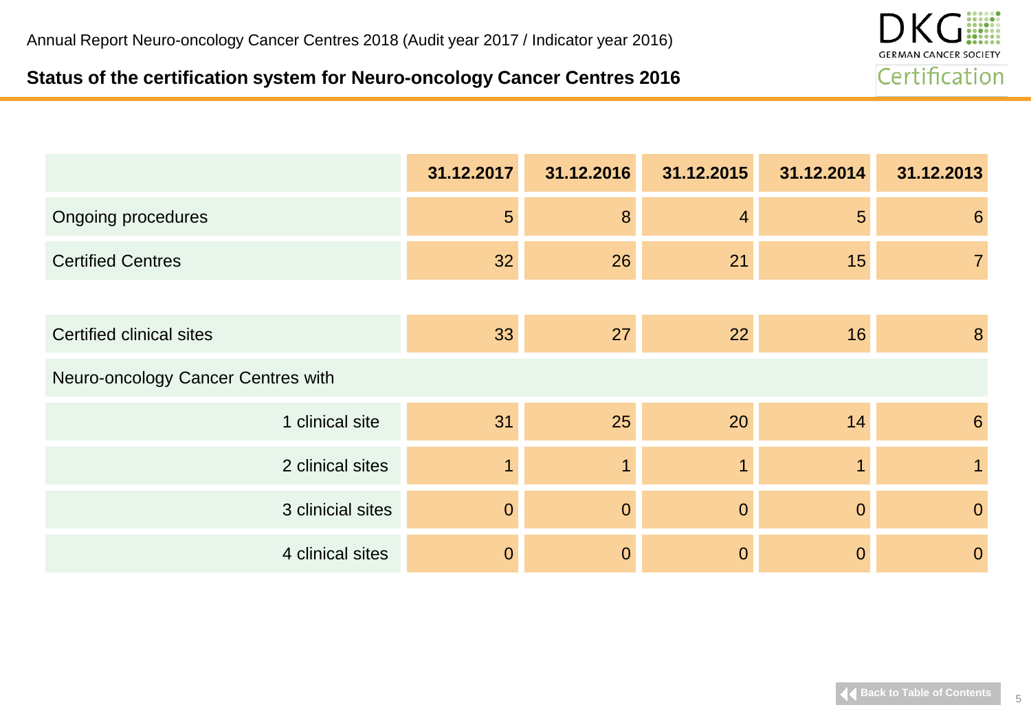Annual Report Neuro-oncology Cancer Centres 2018 (Audit year 2017 / Indicator year 2016)

## Status of the certification system for Neuro-oncology Cancer Centres 2016

| | 31.12.2017 | 31.12.2016 | 31.12.2015 | 31.12.2014 | 31.12.2013 |
|---|---|---|---|---|---|
| Ongoing procedures | 5 | 8 | 4 | 5 | 6 |
| Certified Centres | 32 | 26 | 21 | 15 | 7 |
| | | | | | |
| Certified clinical sites | 33 | 27 | 22 | 16 | 8 |
| Neuro-oncology Cancer Centres with | | | | | |
| 1 clinical site | 31 | 25 | 20 | 14 | 6 |
| 2 clinical sites | 1 | 1 | 1 | 1 | 1 |
| 3 clinicial sites | 0 | 0 | 0 | 0 | 0 |
| 4 clinical sites | 0 | 0 | 0 | 0 | 0 |

Back to Table of Contents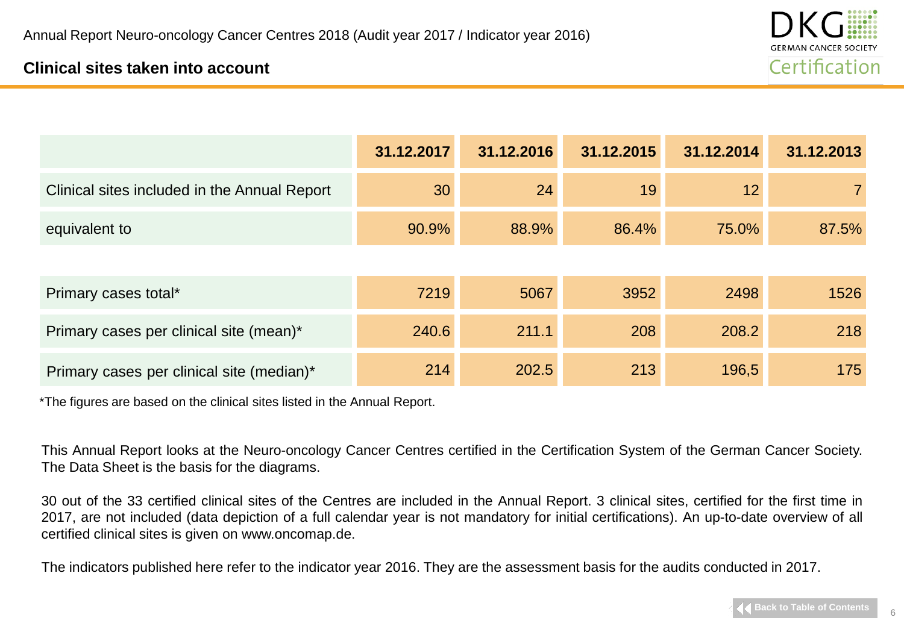Annual Report Neuro-oncology Cancer Centres 2018 (Audit year 2017 / Indicator year 2016)

## Clinical sites taken into account

| | 31.12.2017 | 31.12.2016 | 31.12.2015 | 31.12.2014 | 31.12.2013 |
|---|---|---|---|---|---|
| Clinical sites included in the Annual Report | 30 | 24 | 19 | 12 | 7 |
| equivalent to | 90.9% | 88.9% | 86.4% | 75.0% | 87.5% |
| | | | | | |
| Primary cases total* | 7219 | 5067 | 3952 | 2498 | 1526 |
| Primary cases per clinical site (mean)* | 240.6 | 211.1 | 208 | 208.2 | 218 |
| Primary cases per clinical site (median)* | 214 | 202.5 | 213 | 196,5 | 175 |

*The figures are based on the clinical sites listed in the Annual Report.

This Annual Report looks at the Neuro-oncology Cancer Centres certified in the Certification System of the German Cancer Society. The Data Sheet is the basis for the diagrams.

30 out of the 33 certified clinical sites of the Centres are included in the Annual Report. 3 clinical sites, certified for the first time in 2017, are not included (data depiction of a full calendar year is not mandatory for initial certifications). An up-to-date overview of all certified clinical sites is given on www.oncomap.de.

The indicators published here refer to the indicator year 2016. They are the assessment basis for the audits conducted in 2017.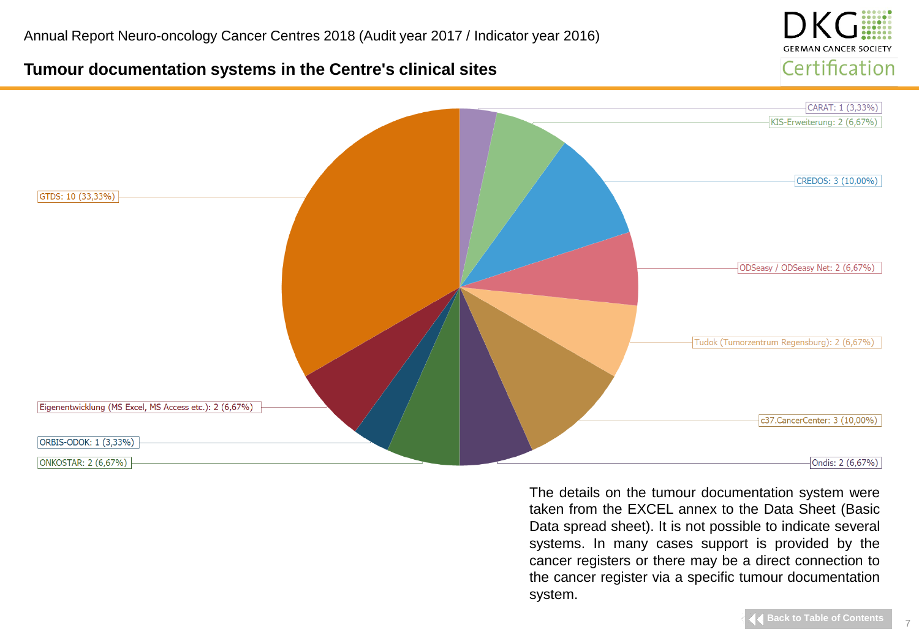Annual Report Neuro-oncology Cancer Centres 2018 (Audit year 2017 / Indicator year 2016)

## Tumour documentation systems in the Centre's clinical sites

CARAT: 1 (3,33%)

KIS-Erweiterung: 2 (6,67%)

CREDOS: 3 (10,00%)

ODSeasy / ODSeasy Net: 2 (6,67%)

Tudok (Tumorzentrum Regensburg): 2 (6,67%)

c37.CancerCenter: 3 (10,00%)

Ondis: 2 (6,67%)

ONKOSTAR: 2 (6,67%)

ORBIS-ODOK: 1 (3,33%)

Eigenentwicklung (MS Excel, MS Access etc.): 2 (6,67%)

GTDS: 10 (33,33%)

The details on the tumour documentation system were taken from the EXCEL annex to the Data Sheet (Basic Data spread sheet). It is not possible to indicate several systems. In many cases support is provided by the cancer registers or there may be a direct connection to the cancer register via a specific tumour documentation system.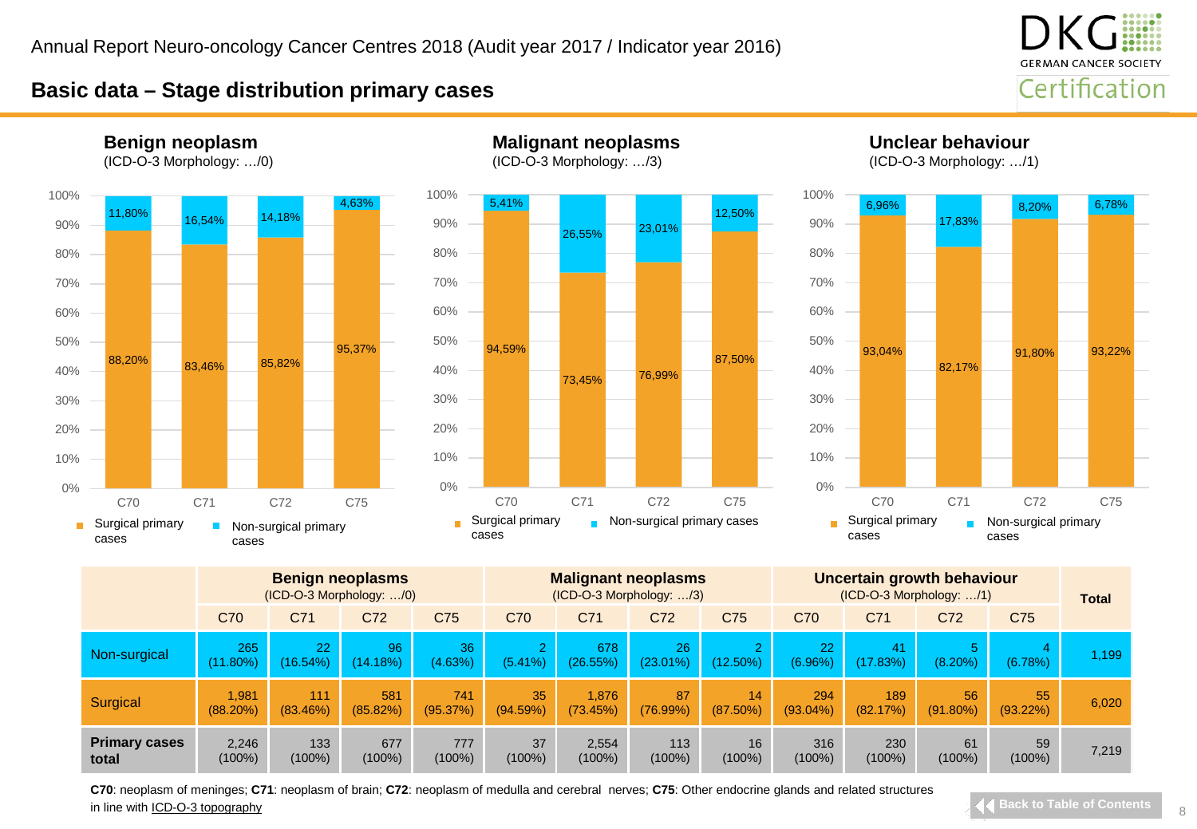Annual Report Neuro-oncology Cancer Centres 2018 (Audit year 2017 / Indicator year 2016)

## Basic data – Stage distribution primary cases

### Benign neoplasm
(ICD-O-3 Morphology: …/0)

| | C70 | C71 | C72 | C75 |
|---|---|---|---|---|
| Surgical primary cases | 88,20% | 83,46% | 85,82% | 95,37% |
| Non-surgical primary cases | 11,80% | 16,54% | 14,18% | 4,63% |

### Malignant neoplasms
(ICD-O-3 Morphology: …/3)

| | C70 | C71 | C72 | C75 |
|---|---|---|---|---|
| Surgical primary cases | 94,59% | 73,45% | 76,99% | 87,50% |
| Non-surgical primary cases | 5,41% | 26,55% | 23,01% | 12,50% |

### Unclear behaviour
(ICD-O-3 Morphology: …/1)

| | C70 | C71 | C72 | C75 |
|---|---|---|---|---|
| Surgical primary cases | 93,04% | 82,17% | 91,80% | 93,22% |
| Non-surgical primary cases | 6,96% | 17,83% | 8,20% | 6,78% |

| | **Benign neoplasms** (ICD-O-3 Morphology: …/0) | | | | **Malignant neoplasms** (ICD-O-3 Morphology: …/3) | | | | **Uncertain growth behaviour** (ICD-O-3 Morphology: …/1) | | | | **Total** |
|---|---|---|---|---|---|---|---|---|---|---|---|---|---|
| | C70 | C71 | C72 | C75 | C70 | C71 | C72 | C75 | C70 | C71 | C72 | C75 | |
| Non-surgical | 265 (11.80%) | 22 (16.54%) | 96 (14.18%) | 36 (4.63%) | 2 (5.41%) | 678 (26.55%) | 26 (23.01%) | 2 (12.50%) | 22 (6.96%) | 41 (17.83%) | 5 (8.20%) | 4 (6.78%) | 1,199 |
| Surgical | 1,981 (88.20%) | 111 (83.46%) | 581 (85.82%) | 741 (95.37%) | 35 (94.59%) | 1,876 (73.45%) | 87 (76.99%) | 14 (87.50%) | 294 (93.04%) | 189 (82.17%) | 56 (91.80%) | 55 (93.22%) | 6,020 |
| **Primary cases total** | 2,246 (100%) | 133 (100%) | 677 (100%) | 777 (100%) | 37 (100%) | 2,554 (100%) | 113 (100%) | 16 (100%) | 316 (100%) | 230 (100%) | 61 (100%) | 59 (100%) | 7,219 |

**C70**: neoplasm of meninges; **C71**: neoplasm of brain; **C72**: neoplasm of medulla and cerebral nerves; **C75**: Other endocrine glands and related structures in line with ICD-O-3 topography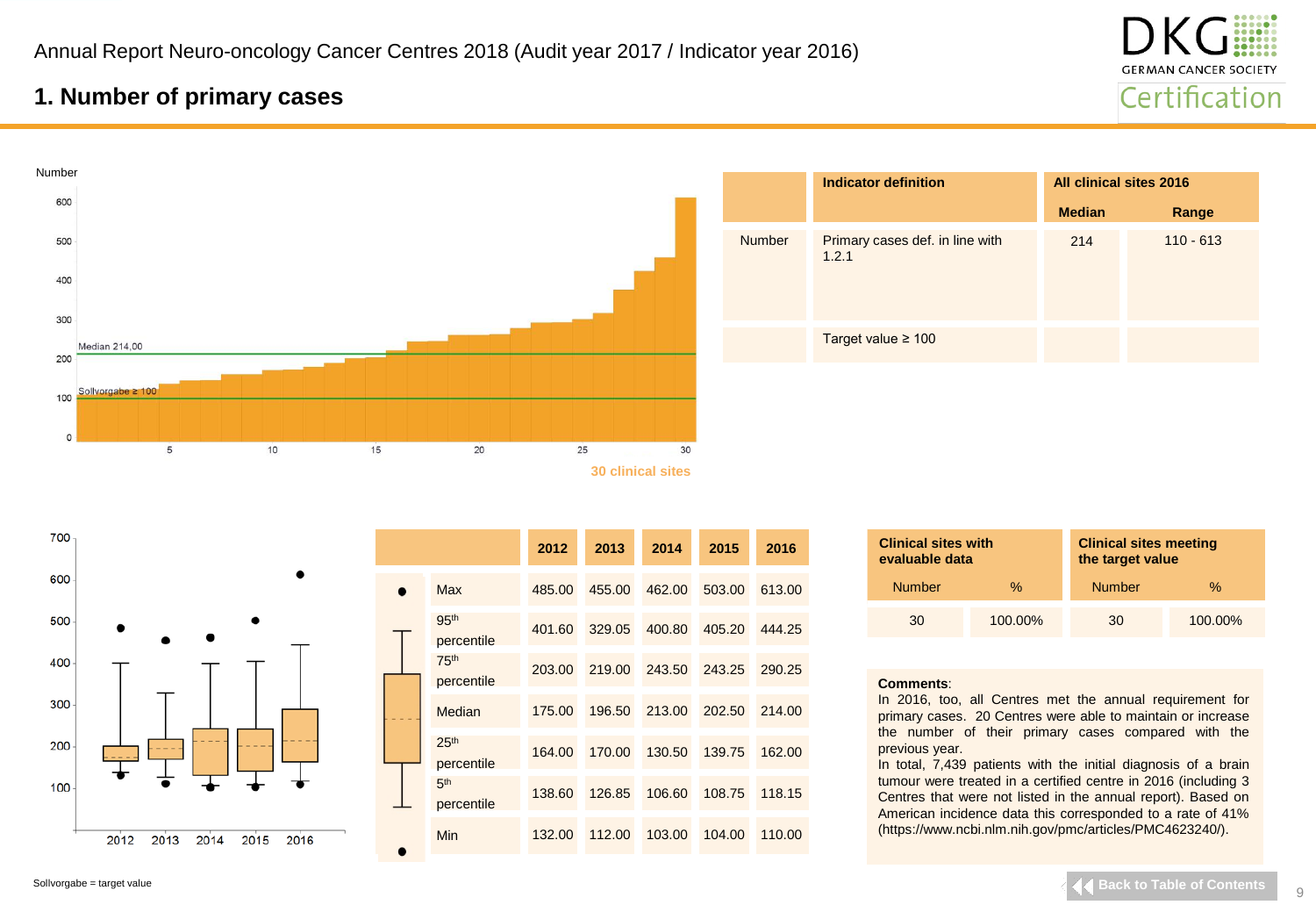Annual Report Neuro-oncology Cancer Centres 2018 (Audit year 2017 / Indicator year 2016)

## 1. Number of primary cases

| | Indicator definition | All clinical sites 2016 | |
|---|---|---|---|
| | | Median | Range |
| Number | Primary cases def. in line with 1.2.1 | 214 | 110 - 613 |
| | Target value ≥ 100 | | |

Number

Median 214,00

Sollvorgabe ≥ 100

30 clinical sites

| | | 2012 | 2013 | 2014 | 2015 | 2016 |
|---|---|---|---|---|---|---|
| ● | Max | 485.00 | 455.00 | 462.00 | 503.00 | 613.00 |
| | 95th percentile | 401.60 | 329.05 | 400.80 | 405.20 | 444.25 |
| | 75th percentile | 203.00 | 219.00 | 243.50 | 243.25 | 290.25 |
| | Median | 175.00 | 196.50 | 213.00 | 202.50 | 214.00 |
| | 25th percentile | 164.00 | 170.00 | 130.50 | 139.75 | 162.00 |
| | 5th percentile | 138.60 | 126.85 | 106.60 | 108.75 | 118.15 |
| ● | Min | 132.00 | 112.00 | 103.00 | 104.00 | 110.00 |

| Clinical sites with evaluable data | | Clinical sites meeting the target value | |
|---|---|---|---|
| Number | % | Number | % |
| 30 | 100.00% | 30 | 100.00% |

**Comments**:
In 2016, too, all Centres met the annual requirement for primary cases. 20 Centres were able to maintain or increase the number of their primary cases compared with the previous year.
In total, 7,439 patients with the initial diagnosis of a brain tumour were treated in a certified centre in 2016 (including 3 Centres that were not listed in the annual report). Based on American incidence data this corresponded to a rate of 41% (https://www.ncbi.nlm.nih.gov/pmc/articles/PMC4623240/).

Sollvorgabe = target value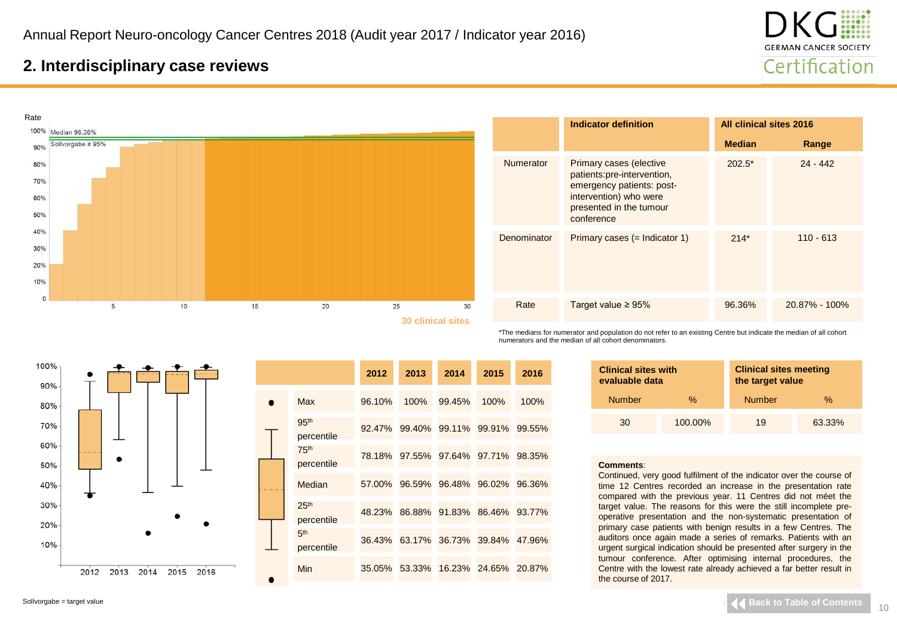Annual Report Neuro-oncology Cancer Centres 2018 (Audit year 2017 / Indicator year 2016)

## 2. Interdisciplinary case reviews

Rate

Median 96,36%

Sollvorgabe ≥ 95%

30 clinical sites

| | Indicator definition | All clinical sites 2016 | |
|---|---|---|---|
| | | Median | Range |
| Numerator | Primary cases (elective patients:pre-intervention, emergency patients: post-intervention) who were presented in the tumour conference | 202.5* | 24 - 442 |
| Denominator | Primary cases (= Indicator 1) | 214* | 110 - 613 |
| Rate | Target value ≥ 95% | 96.36% | 20.87% - 100% |

*The medians for numerator and population do not refer to an existing Centre but indicate the median of all cohort numerators and the median of all cohort denominators.

| | 2012 | 2013 | 2014 | 2015 | 2016 |
|---|---|---|---|---|---|
| Max | 96.10% | 100% | 99.45% | 100% | 100% |
| 95th percentile | 92.47% | 99.40% | 99.11% | 99.91% | 99.55% |
| 75th percentile | 78.18% | 97.55% | 97.64% | 97.71% | 98.35% |
| Median | 57.00% | 96.59% | 96.48% | 96.02% | 96.36% |
| 25th percentile | 48.23% | 86.88% | 91.83% | 86.46% | 93.77% |
| 5th percentile | 36.43% | 63.17% | 36.73% | 39.84% | 47.96% |
| Min | 35.05% | 53.33% | 16.23% | 24.65% | 20.87% |

| Clinical sites with evaluable data | | Clinical sites meeting the target value | |
|---|---|---|---|
| Number | % | Number | % |
| 30 | 100.00% | 19 | 63.33% |

**Comments**:
Continued, very good fulfilment of the indicator over the course of time 12 Centres recorded an increase in the presentation rate compared with the previous year. 11 Centres did not méet the target value. The reasons for this were the still incomplete pre-operative presentation and the non-systematic presentation of primary case patients with benign results in a few Centres. The auditors once again made a series of remarks. Patients with an urgent surgical indication should be presented after surgery in the tumour conference. After optimising internal procedures, the Centre with the lowest rate already achieved a far better result in the course of 2017.

Sollvorgabe = target value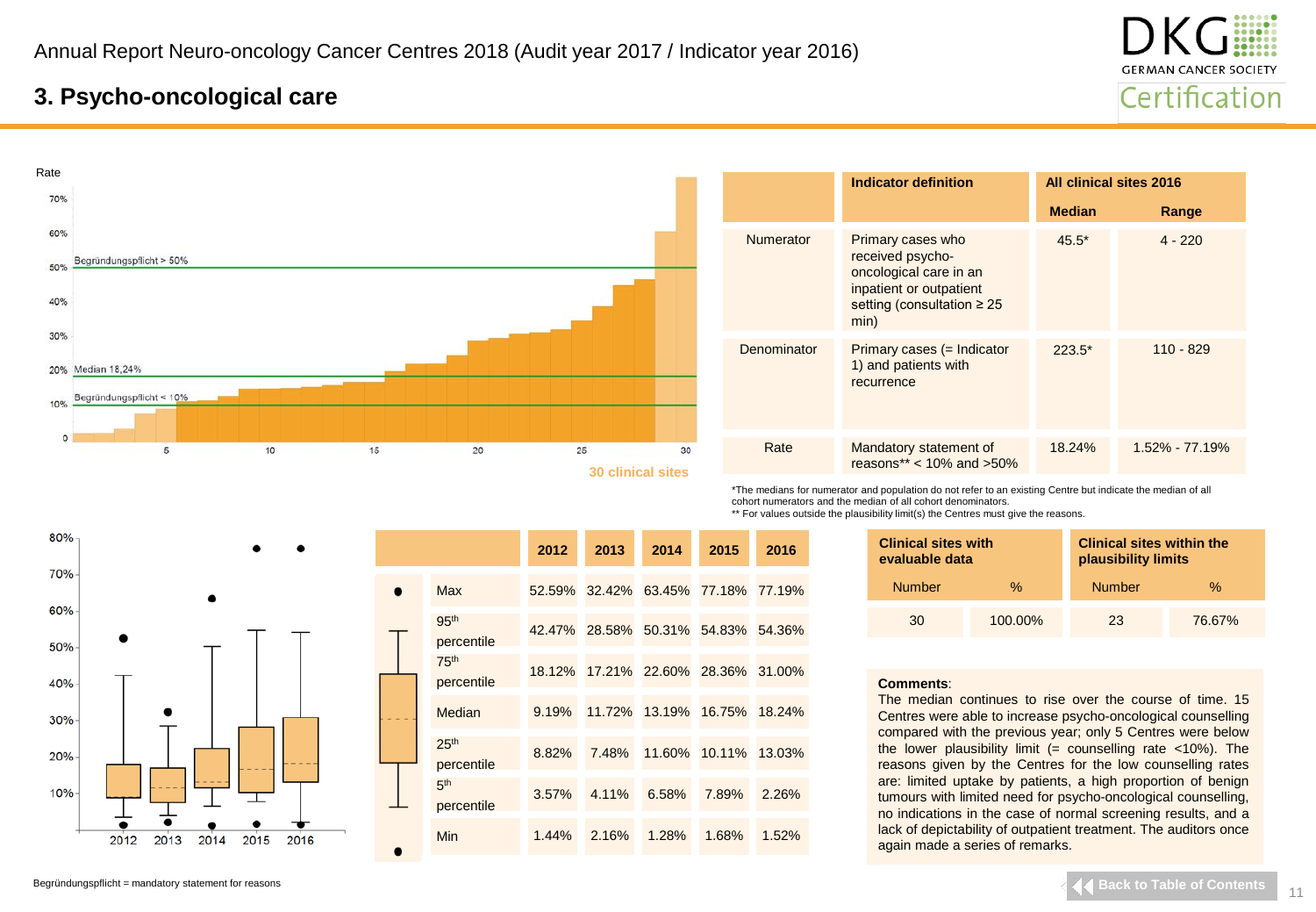Annual Report Neuro-oncology Cancer Centres 2018 (Audit year 2017 / Indicator year 2016)

## 3. Psycho-oncological care

Rate

Begründungspflicht > 50%

Median 18,24%

Begründungspflicht < 10%

30 clinical sites

| | Indicator definition | All clinical sites 2016 | |
|---|---|---|---|
| | | Median | Range |
| Numerator | Primary cases who received psycho-oncological care in an inpatient or outpatient setting (consultation ≥ 25 min) | 45.5* | 4 - 220 |
| Denominator | Primary cases (= Indicator 1) and patients with recurrence | 223.5* | 110 - 829 |
| Rate | Mandatory statement of reasons** < 10% and >50% | 18.24% | 1.52% - 77.19% |

*The medians for numerator and population do not refer to an existing Centre but indicate the median of all cohort numerators and the median of all cohort denominators.
** For values outside the plausibility limit(s) the Centres must give the reasons.

| | 2012 | 2013 | 2014 | 2015 | 2016 |
|---|---|---|---|---|---|
| Max | 52.59% | 32.42% | 63.45% | 77.18% | 77.19% |
| 95th percentile | 42.47% | 28.58% | 50.31% | 54.83% | 54.36% |
| 75th percentile | 18.12% | 17.21% | 22.60% | 28.36% | 31.00% |
| Median | 9.19% | 11.72% | 13.19% | 16.75% | 18.24% |
| 25th percentile | 8.82% | 7.48% | 11.60% | 10.11% | 13.03% |
| 5th percentile | 3.57% | 4.11% | 6.58% | 7.89% | 2.26% |
| Min | 1.44% | 2.16% | 1.28% | 1.68% | 1.52% |

| Clinical sites with evaluable data | | Clinical sites within the plausibility limits | |
|---|---|---|---|
| Number | % | Number | % |
| 30 | 100.00% | 23 | 76.67% |

**Comments**:
The median continues to rise over the course of time. 15 Centres were able to increase psycho-oncological counselling compared with the previous year; only 5 Centres were below the lower plausibility limit (= counselling rate <10%). The reasons given by the Centres for the low counselling rates are: limited uptake by patients, a high proportion of benign tumours with limited need for psycho-oncological counselling, no indications in the case of normal screening results, and a lack of depictability of outpatient treatment. The auditors once again made a series of remarks.

Begründungspflicht = mandatory statement for reasons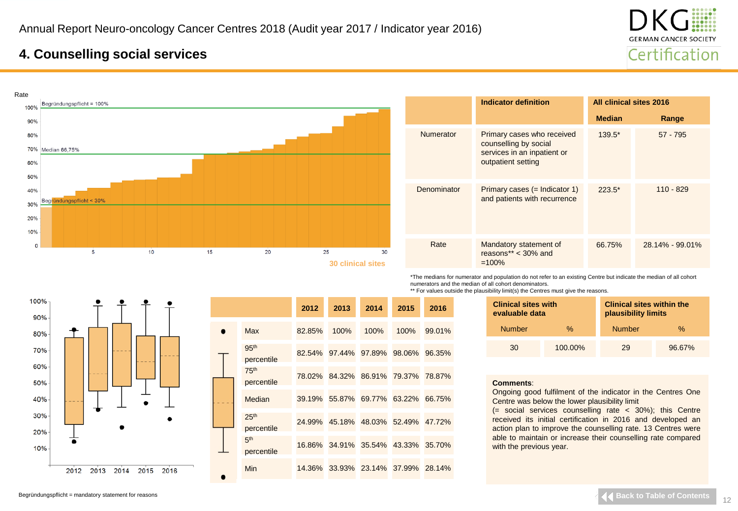## 4. Counselling social services

Rate

Begründungspflicht = 100%

Median 66,75%

Begründungspflicht < 30%

30 clinical sites

| | Indicator definition | All clinical sites 2016 | |
|---|---|---|---|
| | | Median | Range |
| Numerator | Primary cases who received counselling by social services in an inpatient or outpatient setting | 139.5* | 57 - 795 |
| Denominator | Primary cases (= Indicator 1) and patients with recurrence | 223.5* | 110 - 829 |
| Rate | Mandatory statement of reasons** < 30% and =100% | 66.75% | 28.14% - 99.01% |

*The medians for numerator and population do not refer to an existing Centre but indicate the median of all cohort numerators and the median of all cohort denominators.
** For values outside the plausibility limit(s) the Centres must give the reasons.

| | 2012 | 2013 | 2014 | 2015 | 2016 |
|---|---|---|---|---|---|
| Max | 82.85% | 100% | 100% | 100% | 99.01% |
| 95th percentile | 82.54% | 97.44% | 97.89% | 98.06% | 96.35% |
| 75th percentile | 78.02% | 84.32% | 86.91% | 79.37% | 78.87% |
| Median | 39.19% | 55.87% | 69.77% | 63.22% | 66.75% |
| 25th percentile | 24.99% | 45.18% | 48.03% | 52.49% | 47.72% |
| 5th percentile | 16.86% | 34.91% | 35.54% | 43.33% | 35.70% |
| Min | 14.36% | 33.93% | 23.14% | 37.99% | 28.14% |

| Clinical sites with evaluable data | | Clinical sites within the plausibility limits | |
|---|---|---|---|
| Number | % | Number | % |
| 30 | 100.00% | 29 | 96.67% |

**Comments**:
Ongoing good fulfilment of the indicator in the Centres One Centre was below the lower plausibility limit (= social services counselling rate < 30%); this Centre received its initial certification in 2016 and developed an action plan to improve the counselling rate. 13 Centres were able to maintain or increase their counselling rate compared with the previous year.

Begründungspflicht = mandatory statement for reasons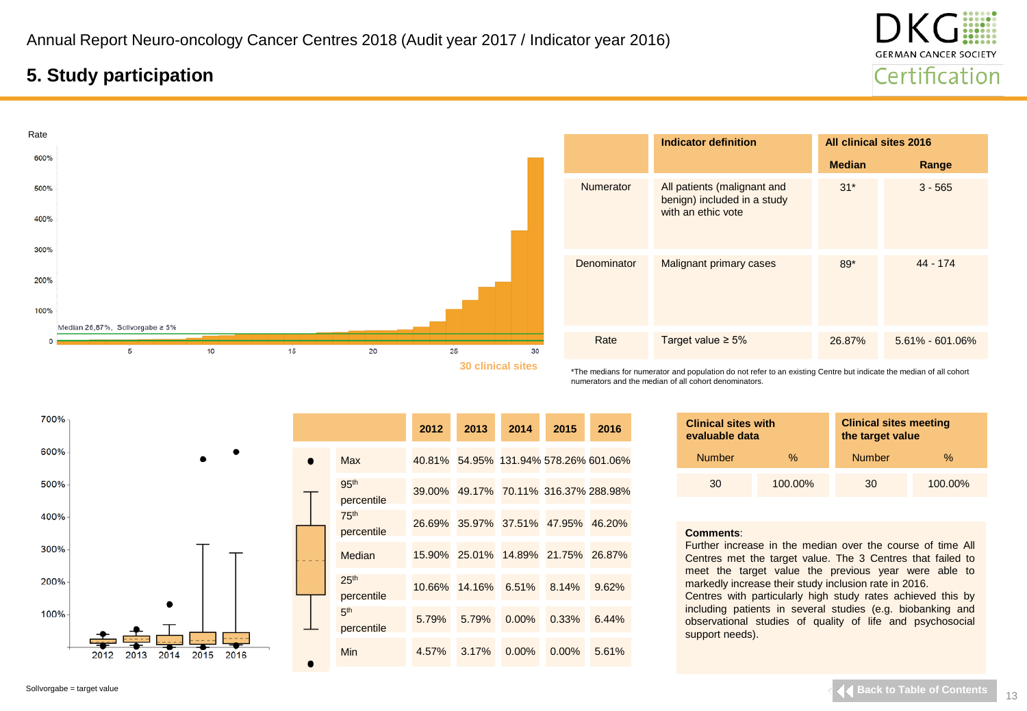# 5. Study participation

|  | Indicator definition | All clinical sites 2016 | |
|---|---|---|---|
|  |  | Median | Range |
| Numerator | All patients (malignant and benign) included in a study with an ethic vote | 31* | 3 - 565 |
| Denominator | Malignant primary cases | 89* | 44 - 174 |
| Rate | Target value ≥ 5% | 26.87% | 5.61% - 601.06% |

*The medians for numerator and population do not refer to an existing Centre but indicate the median of all cohort numerators and the median of all cohort denominators.

Median 26,87%, Sollvorgabe ≥ 5%

30 clinical sites

|  | 2012 | 2013 | 2014 | 2015 | 2016 |
|---|---|---|---|---|---|
| Max | 40.81% | 54.95% | 131.94% | 578.26% | 601.06% |
| 95th percentile | 39.00% | 49.17% | 70.11% | 316.37% | 288.98% |
| 75th percentile | 26.69% | 35.97% | 37.51% | 47.95% | 46.20% |
| Median | 15.90% | 25.01% | 14.89% | 21.75% | 26.87% |
| 25th percentile | 10.66% | 14.16% | 6.51% | 8.14% | 9.62% |
| 5th percentile | 5.79% | 5.79% | 0.00% | 0.33% | 6.44% |
| Min | 4.57% | 3.17% | 0.00% | 0.00% | 5.61% |

| Clinical sites with evaluable data | | Clinical sites meeting the target value | |
|---|---|---|---|
| Number | % | Number | % |
| 30 | 100.00% | 30 | 100.00% |

**Comments**:
Further increase in the median over the course of time All Centres met the target value. The 3 Centres that failed to meet the target value the previous year were able to markedly increase their study inclusion rate in 2016.
Centres with particularly high study rates achieved this by including patients in several studies (e.g. biobanking and observational studies of quality of life and psychosocial support needs).

Sollvorgabe = target value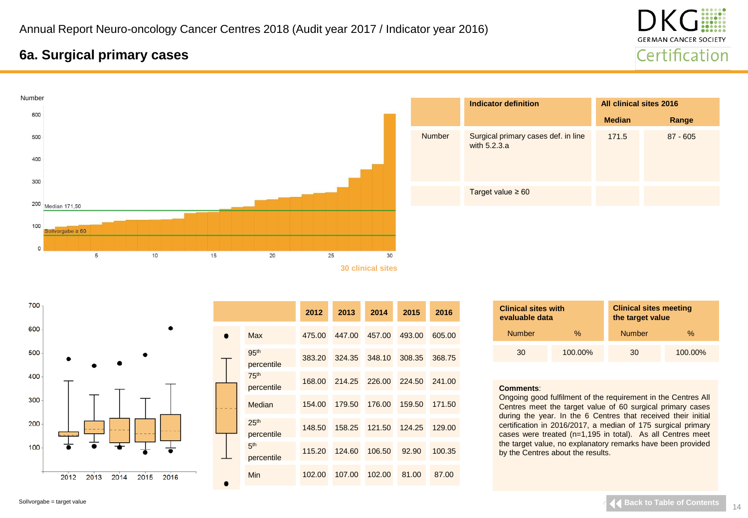Annual Report Neuro-oncology Cancer Centres 2018 (Audit year 2017 / Indicator year 2016)

## 6a. Surgical primary cases

| | Indicator definition | All clinical sites 2016 | |
|---|---|---|---|
| | | Median | Range |
| Number | Surgical primary cases def. in line with 5.2.3.a | 171.5 | 87 - 605 |
| | Target value ≥ 60 | | |

Number

Median 171,50

Sollvorgabe ≥ 60

30 clinical sites

| | | 2012 | 2013 | 2014 | 2015 | 2016 |
|---|---|---|---|---|---|---|
| ● | Max | 475.00 | 447.00 | 457.00 | 493.00 | 605.00 |
| | 95th percentile | 383.20 | 324.35 | 348.10 | 308.35 | 368.75 |
| | 75th percentile | 168.00 | 214.25 | 226.00 | 224.50 | 241.00 |
| | Median | 154.00 | 179.50 | 176.00 | 159.50 | 171.50 |
| | 25th percentile | 148.50 | 158.25 | 121.50 | 124.25 | 129.00 |
| | 5th percentile | 115.20 | 124.60 | 106.50 | 92.90 | 100.35 |
| ● | Min | 102.00 | 107.00 | 102.00 | 81.00 | 87.00 |

| Clinical sites with evaluable data | | Clinical sites meeting the target value | |
|---|---|---|---|
| Number | % | Number | % |
| 30 | 100.00% | 30 | 100.00% |

**Comments**:
Ongoing good fulfilment of the requirement in the Centres All Centres meet the target value of 60 surgical primary cases during the year. In the 6 Centres that received their initial certification in 2016/2017, a median of 175 surgical primary cases were treated (n=1,195 in total). As all Centres meet the target value, no explanatory remarks have been provided by the Centres about the results.

Sollvorgabe = target value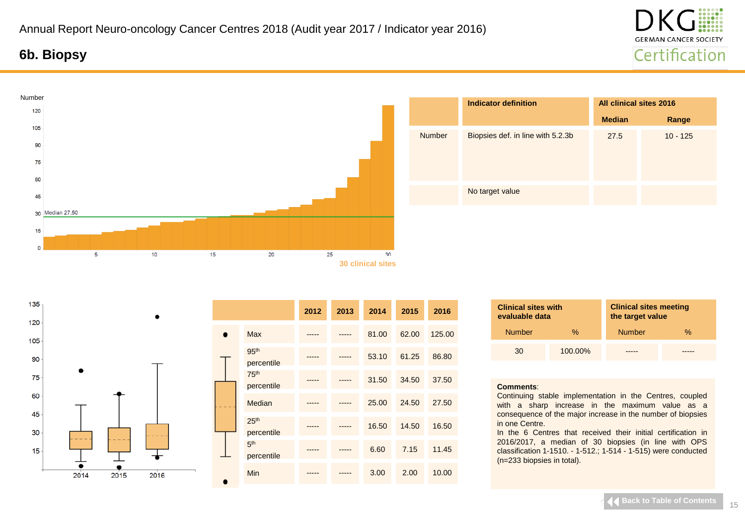Annual Report Neuro-oncology Cancer Centres 2018 (Audit year 2017 / Indicator year 2016)

## 6b. Biopsy

| | Indicator definition | All clinical sites 2016 | |
|---|---|---|---|
| | | Median | Range |
| Number | Biopsies def. in line with 5.2.3b | 27.5 | 10 - 125 |
| | No target value | | |

30 clinical sites

| | 2012 | 2013 | 2014 | 2015 | 2016 |
|---|---|---|---|---|---|
| Max | ----- | ----- | 81.00 | 62.00 | 125.00 |
| 95th percentile | ----- | ----- | 53.10 | 61.25 | 86.80 |
| 75th percentile | ----- | ----- | 31.50 | 34.50 | 37.50 |
| Median | ----- | ----- | 25.00 | 24.50 | 27.50 |
| 25th percentile | ----- | ----- | 16.50 | 14.50 | 16.50 |
| 5th percentile | ----- | ----- | 6.60 | 7.15 | 11.45 |
| Min | ----- | ----- | 3.00 | 2.00 | 10.00 |

| Clinical sites with evaluable data | | Clinical sites meeting the target value | |
|---|---|---|---|
| Number | % | Number | % |
| 30 | 100.00% | ----- | ----- |

**Comments**:
Continuing stable implementation in the Centres, coupled with a sharp increase in the maximum value as a consequence of the major increase in the number of biopsies in one Centre.
In the 6 Centres that received their initial certification in 2016/2017, a median of 30 biopsies (in line with OPS classification 1-1510. - 1-512.; 1-514 - 1-515) were conducted (n=233 biopsies in total).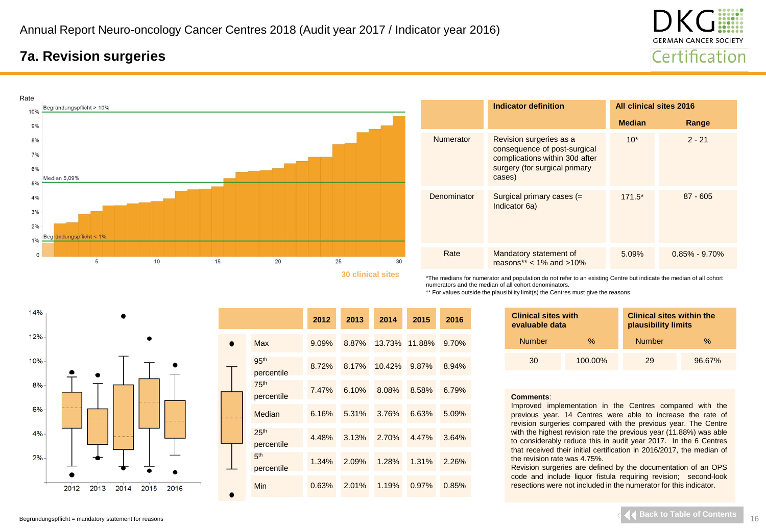## 7a. Revision surgeries

Rate

Begründungspflicht > 10%

Median 5,09%

Begründungspflicht < 1%

30 clinical sites

| | Indicator definition | All clinical sites 2016 | |
|---|---|---|---|
| | | Median | Range |
| Numerator | Revision surgeries as a consequence of post-surgical complications within 30d after surgery (for surgical primary cases) | 10* | 2 - 21 |
| Denominator | Surgical primary cases (= Indicator 6a) | 171.5* | 87 - 605 |
| Rate | Mandatory statement of reasons** < 1% and >10% | 5.09% | 0.85% - 9.70% |

*The medians for numerator and population do not refer to an existing Centre but indicate the median of all cohort numerators and the median of all cohort denominators.

** For values outside the plausibility limit(s) the Centres must give the reasons.

| | 2012 | 2013 | 2014 | 2015 | 2016 |
|---|---|---|---|---|---|
| Max | 9.09% | 8.87% | 13.73% | 11.88% | 9.70% |
| 95th percentile | 8.72% | 8.17% | 10.42% | 9.87% | 8.94% |
| 75th percentile | 7.47% | 6.10% | 8.08% | 8.58% | 6.79% |
| Median | 6.16% | 5.31% | 3.76% | 6.63% | 5.09% |
| 25th percentile | 4.48% | 3.13% | 2.70% | 4.47% | 3.64% |
| 5th percentile | 1.34% | 2.09% | 1.28% | 1.31% | 2.26% |
| Min | 0.63% | 2.01% | 1.19% | 0.97% | 0.85% |

| Clinical sites with evaluable data | | Clinical sites within the plausibility limits | |
|---|---|---|---|
| Number | % | Number | % |
| 30 | 100.00% | 29 | 96.67% |

**Comments**:
Improved implementation in the Centres compared with the previous year. 14 Centres were able to increase the rate of revision surgeries compared with the previous year. The Centre with the highest revision rate the previous year (11.88%) was able to considerably reduce this in audit year 2017. In the 6 Centres that received their initial certification in 2016/2017, the median of the revision rate was 4.75%.
Revision surgeries are defined by the documentation of an OPS code and include liquor fistula requiring revision; second-look resections were not included in the numerator for this indicator.

Begründungspflicht = mandatory statement for reasons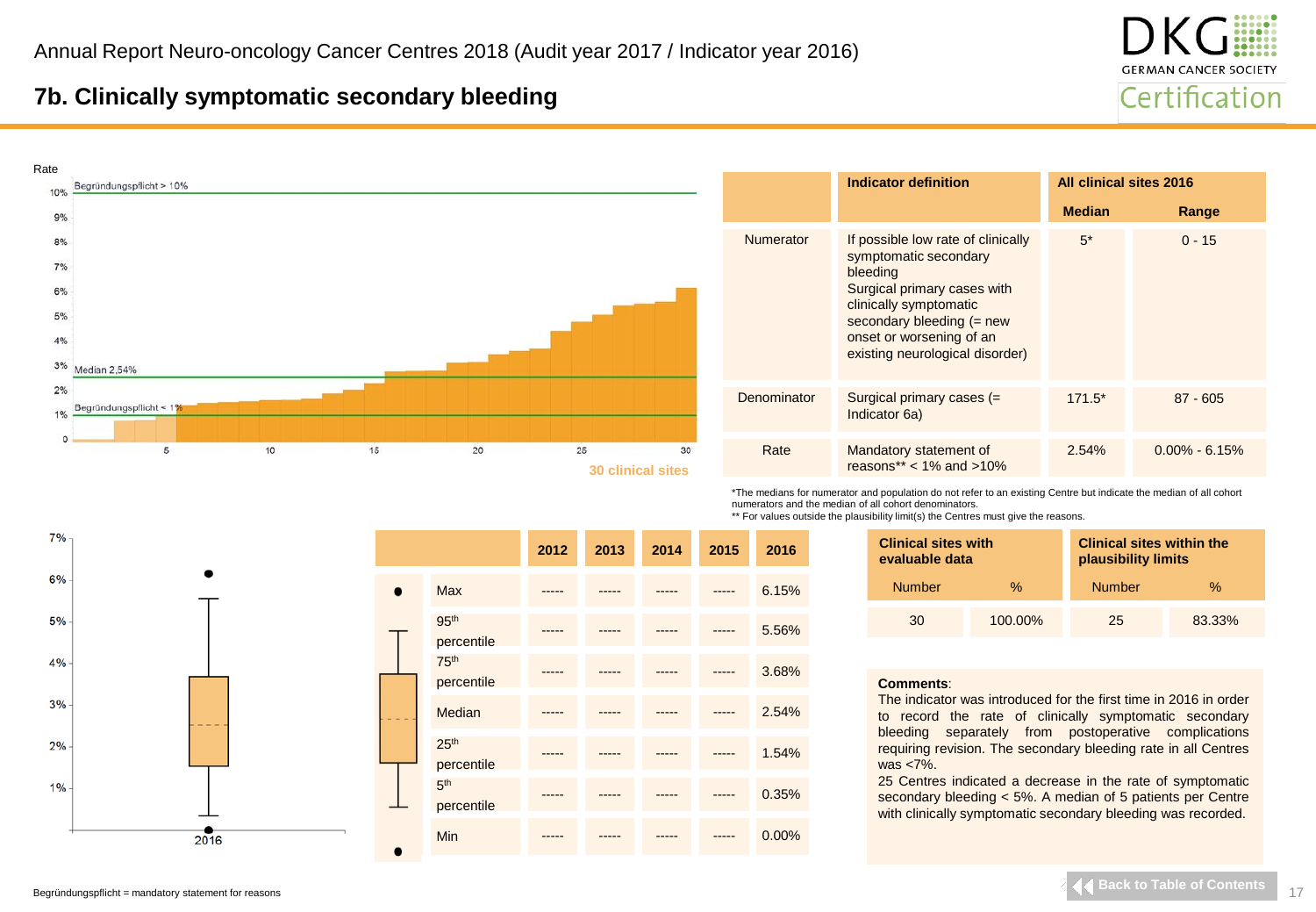Annual Report Neuro-oncology Cancer Centres 2018 (Audit year 2017 / Indicator year 2016)

## 7b. Clinically symptomatic secondary bleeding

Rate

Begründungspflicht > 10%

Median 2,54%

Begründungspflicht < 1%

30 clinical sites

| | Indicator definition | All clinical sites 2016 | |
|---|---|---|---|
| | | Median | Range |
| Numerator | If possible low rate of clinically symptomatic secondary bleeding<br>Surgical primary cases with clinically symptomatic secondary bleeding (= new onset or worsening of an existing neurological disorder) | 5* | 0 - 15 |
| Denominator | Surgical primary cases (= Indicator 6a) | 171.5* | 87 - 605 |
| Rate | Mandatory statement of reasons** < 1% and >10% | 2.54% | 0.00% - 6.15% |

*The medians for numerator and population do not refer to an existing Centre but indicate the median of all cohort numerators and the median of all cohort denominators.
** For values outside the plausibility limit(s) the Centres must give the reasons.

| | 2012 | 2013 | 2014 | 2015 | 2016 |
|---|---|---|---|---|---|
| Max | ----- | ----- | ----- | ----- | 6.15% |
| 95th percentile | ----- | ----- | ----- | ----- | 5.56% |
| 75th percentile | ----- | ----- | ----- | ----- | 3.68% |
| Median | ----- | ----- | ----- | ----- | 2.54% |
| 25th percentile | ----- | ----- | ----- | ----- | 1.54% |
| 5th percentile | ----- | ----- | ----- | ----- | 0.35% |
| Min | ----- | ----- | ----- | ----- | 0.00% |

| Clinical sites with evaluable data | | Clinical sites within the plausibility limits | |
|---|---|---|---|
| Number | % | Number | % |
| 30 | 100.00% | 25 | 83.33% |

**Comments**:
The indicator was introduced for the first time in 2016 in order to record the rate of clinically symptomatic secondary bleeding separately from postoperative complications requiring revision. The secondary bleeding rate in all Centres was <7%.
25 Centres indicated a decrease in the rate of symptomatic secondary bleeding < 5%. A median of 5 patients per Centre with clinically symptomatic secondary bleeding was recorded.

Begründungspflicht = mandatory statement for reasons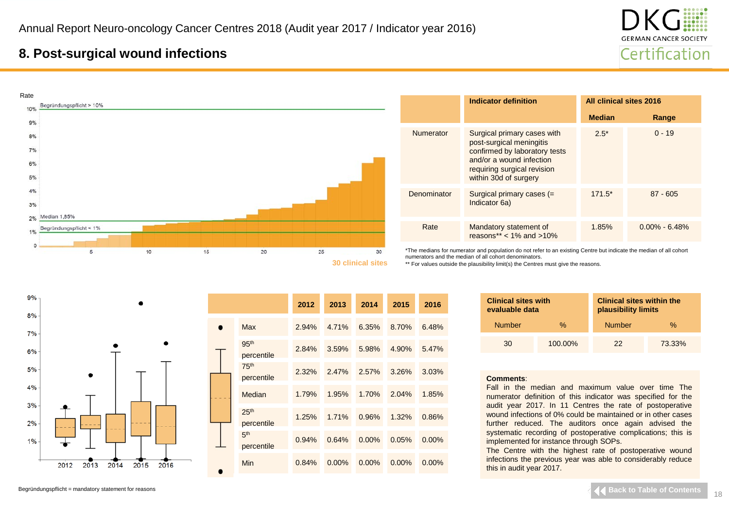Annual Report Neuro-oncology Cancer Centres 2018 (Audit year 2017 / Indicator year 2016)

# 8. Post-surgical wound infections

| | Indicator definition | All clinical sites 2016 | |
|---|---|---|---|
| | | Median | Range |
| Numerator | Surgical primary cases with post-surgical meningitis confirmed by laboratory tests and/or a wound infection requiring surgical revision within 30d of surgery | 2.5* | 0 - 19 |
| Denominator | Surgical primary cases (= Indicator 6a) | 171.5* | 87 - 605 |
| Rate | Mandatory statement of reasons** < 1% and >10% | 1.85% | 0.00% - 6.48% |

*The medians for numerator and population do not refer to an existing Centre but indicate the median of all cohort numerators and the median of all cohort denominators.

** For values outside the plausibility limit(s) the Centres must give the reasons.

Rate; Begründungspflicht > 10%; Median 1,85%; Begründungspflicht < 1%; 30 clinical sites

| | | 2012 | 2013 | 2014 | 2015 | 2016 |
|---|---|---|---|---|---|---|
| ● | Max | 2.94% | 4.71% | 6.35% | 8.70% | 6.48% |
| | 95th percentile | 2.84% | 3.59% | 5.98% | 4.90% | 5.47% |
| | 75th percentile | 2.32% | 2.47% | 2.57% | 3.26% | 3.03% |
| | Median | 1.79% | 1.95% | 1.70% | 2.04% | 1.85% |
| | 25th percentile | 1.25% | 1.71% | 0.96% | 1.32% | 0.86% |
| | 5th percentile | 0.94% | 0.64% | 0.00% | 0.05% | 0.00% |
| ● | Min | 0.84% | 0.00% | 0.00% | 0.00% | 0.00% |

| Clinical sites with evaluable data | | Clinical sites within the plausibility limits | |
|---|---|---|---|
| Number | % | Number | % |
| 30 | 100.00% | 22 | 73.33% |

**Comments**:
Fall in the median and maximum value over time The numerator definition of this indicator was specified for the audit year 2017. In 11 Centres the rate of postoperative wound infections of 0% could be maintained or in other cases further reduced. The auditors once again advised the systematic recording of postoperative complications; this is implemented for instance through SOPs.
The Centre with the highest rate of postoperative wound infections the previous year was able to considerably reduce this in audit year 2017.

Begründungspflicht = mandatory statement for reasons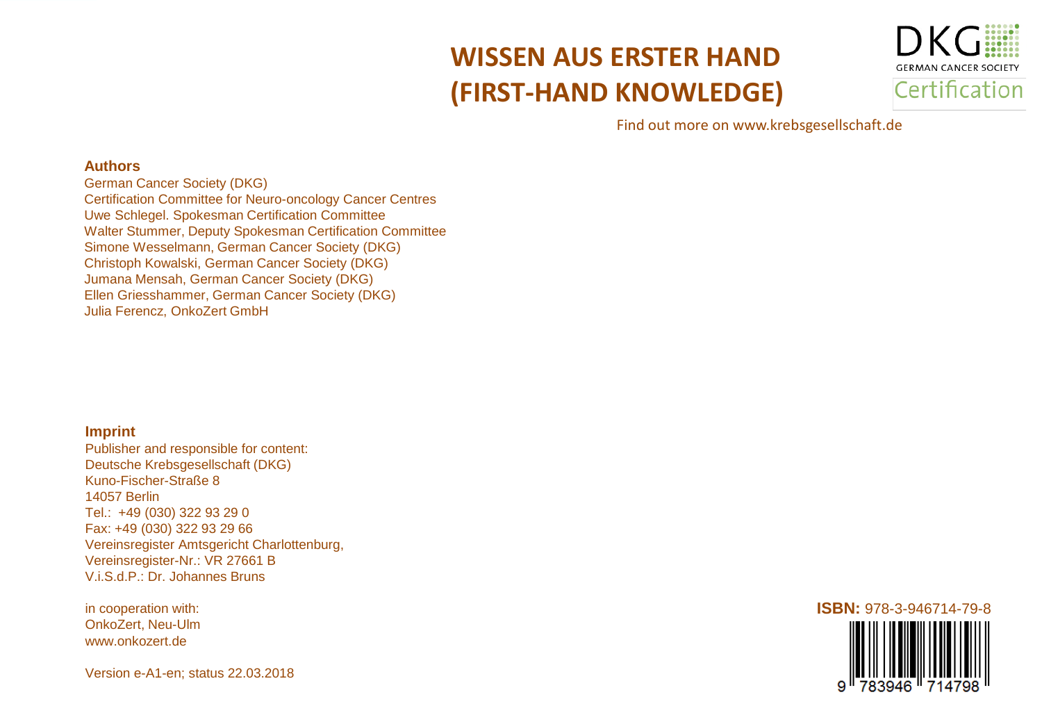# WISSEN AUS ERSTER HAND (FIRST-HAND KNOWLEDGE)

DKG GERMAN CANCER SOCIETY Certification

Find out more on www.krebsgesellschaft.de

**Authors**

German Cancer Society (DKG)
Certification Committee for Neuro-oncology Cancer Centres
Uwe Schlegel. Spokesman Certification Committee
Walter Stummer, Deputy Spokesman Certification Committee
Simone Wesselmann, German Cancer Society (DKG)
Christoph Kowalski, German Cancer Society (DKG)
Jumana Mensah, German Cancer Society (DKG)
Ellen Griesshammer, German Cancer Society (DKG)
Julia Ferencz, OnkoZert GmbH

**Imprint**

Publisher and responsible for content:
Deutsche Krebsgesellschaft (DKG)
Kuno-Fischer-Straße 8
14057 Berlin
Tel.: +49 (030) 322 93 29 0
Fax: +49 (030) 322 93 29 66
Vereinsregister Amtsgericht Charlottenburg,
Vereinsregister-Nr.: VR 27661 B
V.i.S.d.P.: Dr. Johannes Bruns

in cooperation with:
OnkoZert, Neu-Ulm
www.onkozert.de

Version e-A1-en; status 22.03.2018

**ISBN:** 978-3-946714-79-8

9 783946 714798